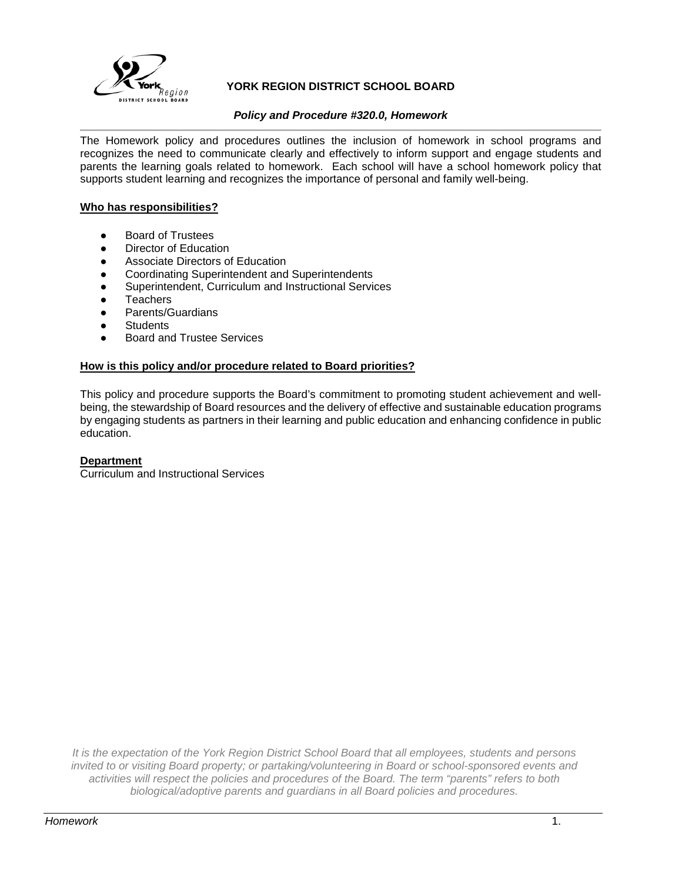**YORK REGION DISTRICT SCHOOL BOARD**

***Policy and Procedure #320.0, Homework***

The Homework policy and procedures outlines the inclusion of homework in school programs and recognizes the need to communicate clearly and effectively to inform support and engage students and parents the learning goals related to homework. Each school will have a school homework policy that supports student learning and recognizes the importance of personal and family well-being.

## Who has responsibilities?

- Board of Trustees
- Director of Education
- Associate Directors of Education
- Coordinating Superintendent and Superintendents
- Superintendent, Curriculum and Instructional Services
- Teachers
- Parents/Guardians
- Students
- Board and Trustee Services

## How is this policy and/or procedure related to Board priorities?

This policy and procedure supports the Board's commitment to promoting student achievement and well-being, the stewardship of Board resources and the delivery of effective and sustainable education programs by engaging students as partners in their learning and public education and enhancing confidence in public education.

## Department

Curriculum and Instructional Services

*It is the expectation of the York Region District School Board that all employees, students and persons invited to or visiting Board property; or partaking/volunteering in Board or school-sponsored events and activities will respect the policies and procedures of the Board. The term "parents" refers to both biological/adoptive parents and guardians in all Board policies and procedures.*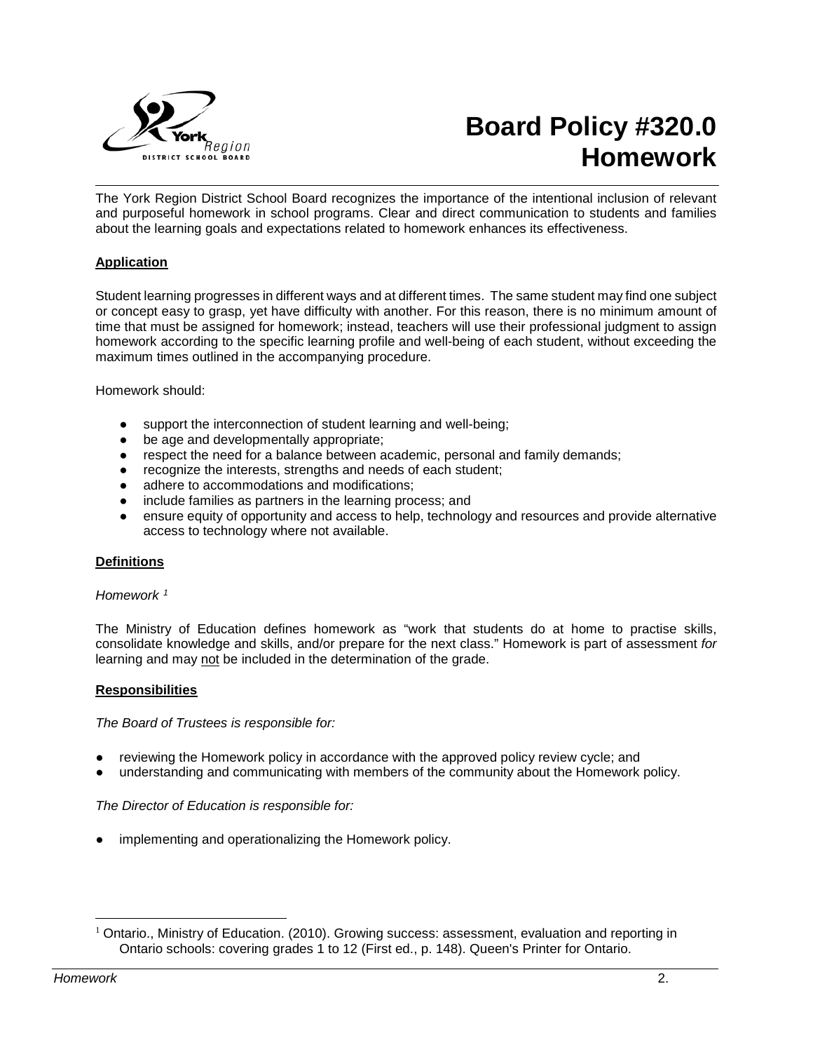# Board Policy #320.0 Homework

The York Region District School Board recognizes the importance of the intentional inclusion of relevant and purposeful homework in school programs. Clear and direct communication to students and families about the learning goals and expectations related to homework enhances its effectiveness.

## Application

Student learning progresses in different ways and at different times. The same student may find one subject or concept easy to grasp, yet have difficulty with another. For this reason, there is no minimum amount of time that must be assigned for homework; instead, teachers will use their professional judgment to assign homework according to the specific learning profile and well-being of each student, without exceeding the maximum times outlined in the accompanying procedure.

Homework should:

- support the interconnection of student learning and well-being;
- be age and developmentally appropriate;
- respect the need for a balance between academic, personal and family demands;
- recognize the interests, strengths and needs of each student;
- adhere to accommodations and modifications;
- include families as partners in the learning process; and
- ensure equity of opportunity and access to help, technology and resources and provide alternative access to technology where not available.

## Definitions

*Homework* [1]

The Ministry of Education defines homework as "work that students do at home to practise skills, consolidate knowledge and skills, and/or prepare for the next class." Homework is part of assessment *for* learning and may not be included in the determination of the grade.

## Responsibilities

*The Board of Trustees is responsible for:*

- reviewing the Homework policy in accordance with the approved policy review cycle; and
- understanding and communicating with members of the community about the Homework policy.

*The Director of Education is responsible for:*

- implementing and operationalizing the Homework policy.

[1] Ontario., Ministry of Education. (2010). Growing success: assessment, evaluation and reporting in Ontario schools: covering grades 1 to 12 (First ed., p. 148). Queen's Printer for Ontario.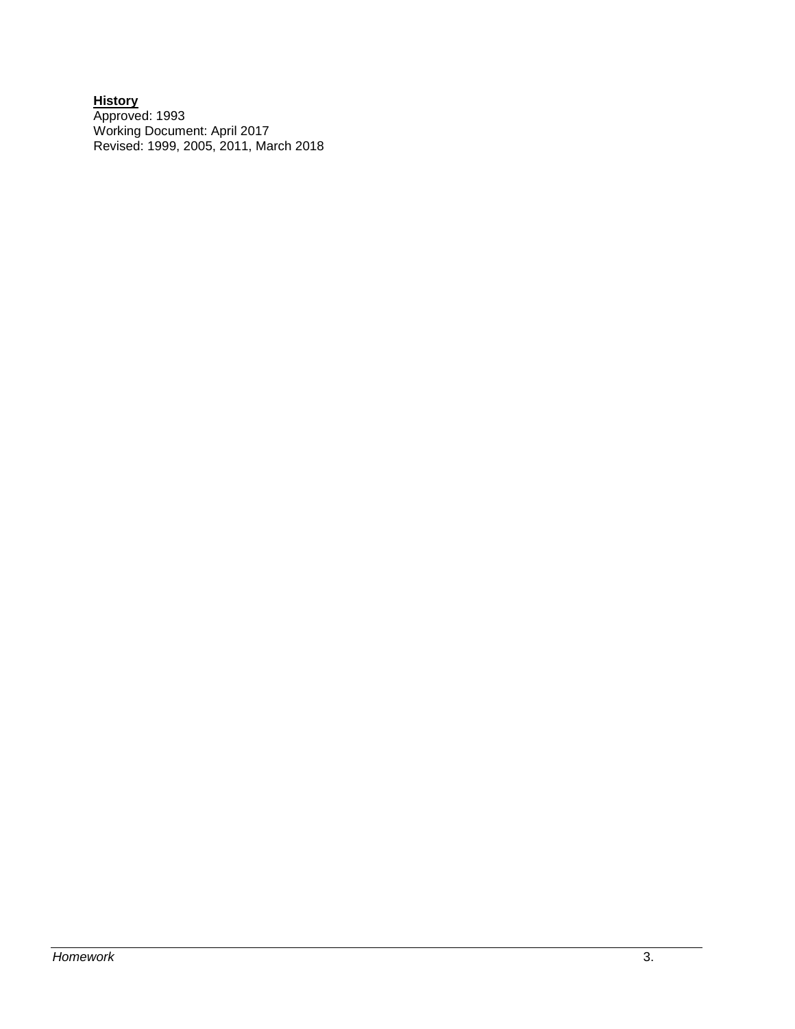**History**

Approved: 1993
Working Document: April 2017
Revised: 1999, 2005, 2011, March 2018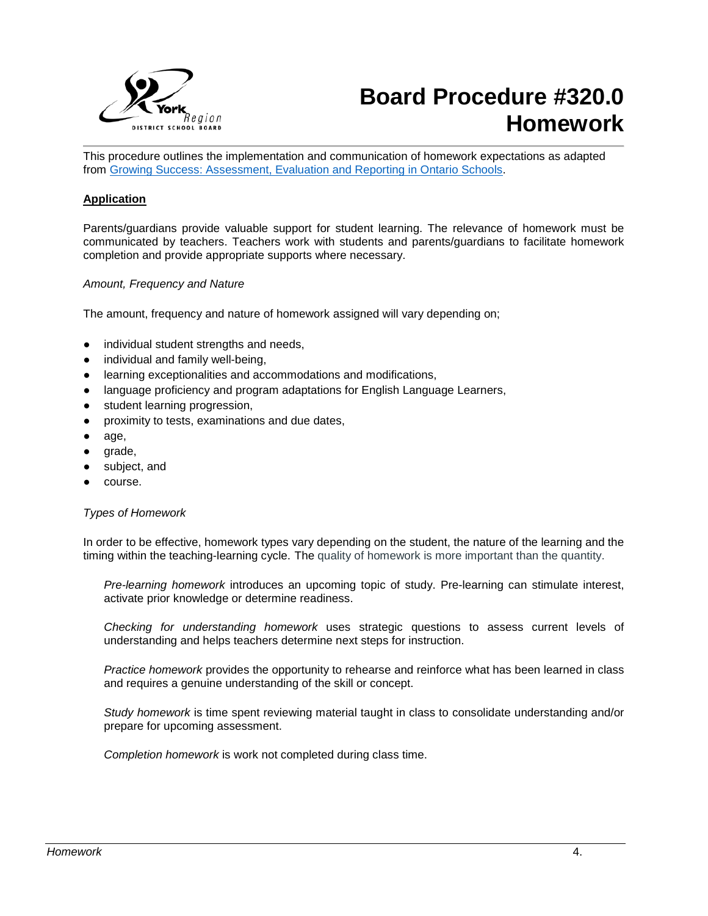# Board Procedure #320.0 Homework

This procedure outlines the implementation and communication of homework expectations as adapted from [Growing Success: Assessment, Evaluation and Reporting in Ontario Schools](#).

## Application

Parents/guardians provide valuable support for student learning. The relevance of homework must be communicated by teachers. Teachers work with students and parents/guardians to facilitate homework completion and provide appropriate supports where necessary.

*Amount, Frequency and Nature*

The amount, frequency and nature of homework assigned will vary depending on;

- individual student strengths and needs,
- individual and family well-being,
- learning exceptionalities and accommodations and modifications,
- language proficiency and program adaptations for English Language Learners,
- student learning progression,
- proximity to tests, examinations and due dates,
- age,
- grade,
- subject, and
- course.

*Types of Homework*

In order to be effective, homework types vary depending on the student, the nature of the learning and the timing within the teaching-learning cycle. The quality of homework is more important than the quantity.

> *Pre-learning homework* introduces an upcoming topic of study. Pre-learning can stimulate interest, activate prior knowledge or determine readiness.
>
> *Checking for understanding homework* uses strategic questions to assess current levels of understanding and helps teachers determine next steps for instruction.
>
> *Practice homework* provides the opportunity to rehearse and reinforce what has been learned in class and requires a genuine understanding of the skill or concept.
>
> *Study homework* is time spent reviewing material taught in class to consolidate understanding and/or prepare for upcoming assessment.
>
> *Completion homework* is work not completed during class time.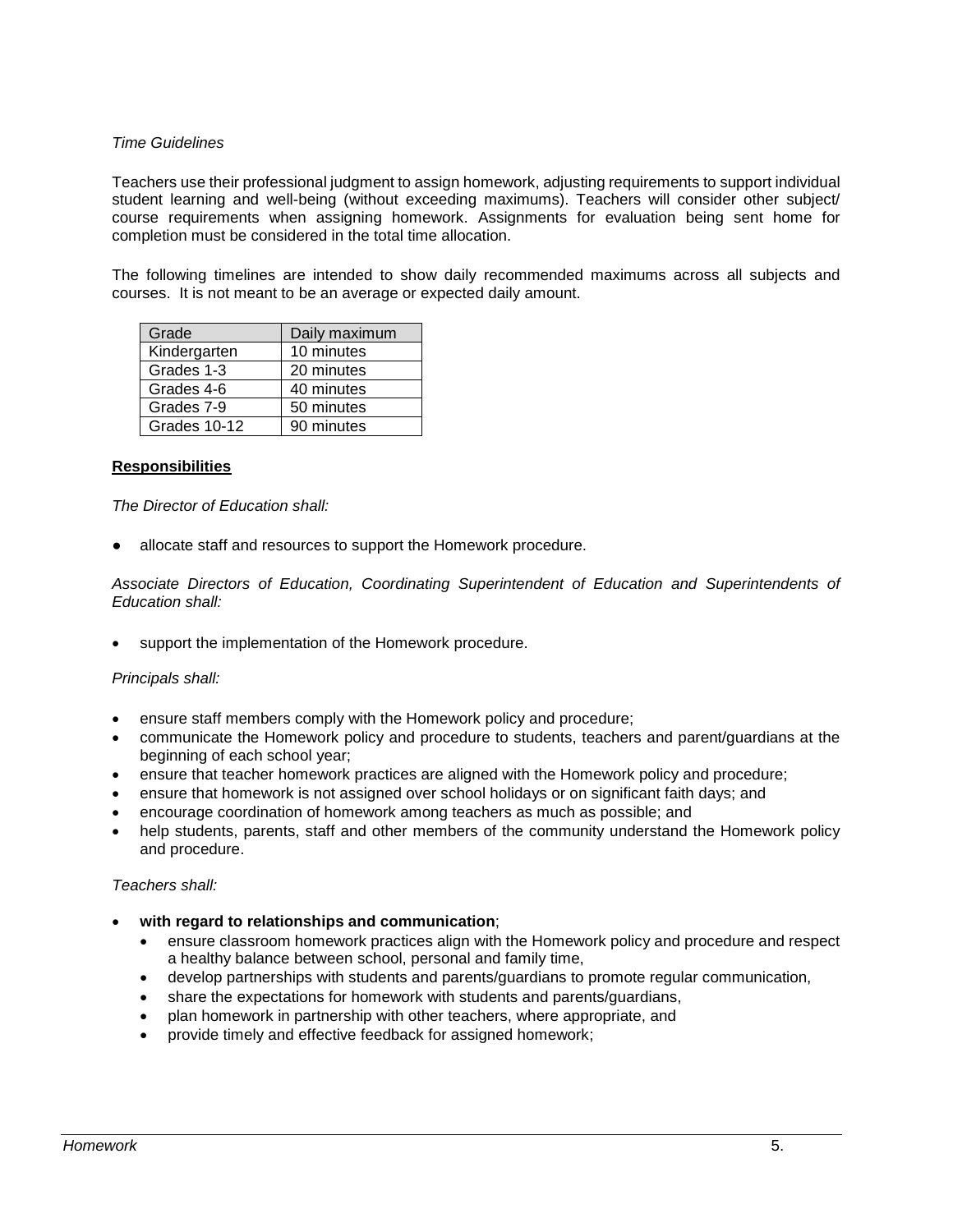*Time Guidelines*

Teachers use their professional judgment to assign homework, adjusting requirements to support individual student learning and well-being (without exceeding maximums). Teachers will consider other subject/ course requirements when assigning homework. Assignments for evaluation being sent home for completion must be considered in the total time allocation.

The following timelines are intended to show daily recommended maximums across all subjects and courses. It is not meant to be an average or expected daily amount.

| Grade | Daily maximum |
|---|---|
| Kindergarten | 10 minutes |
| Grades 1-3 | 20 minutes |
| Grades 4-6 | 40 minutes |
| Grades 7-9 | 50 minutes |
| Grades 10-12 | 90 minutes |

**Responsibilities**

*The Director of Education shall:*

- allocate staff and resources to support the Homework procedure.

*Associate Directors of Education, Coordinating Superintendent of Education and Superintendents of Education shall:*

- support the implementation of the Homework procedure.

*Principals shall:*

- ensure staff members comply with the Homework policy and procedure;
- communicate the Homework policy and procedure to students, teachers and parent/guardians at the beginning of each school year;
- ensure that teacher homework practices are aligned with the Homework policy and procedure;
- ensure that homework is not assigned over school holidays or on significant faith days; and
- encourage coordination of homework among teachers as much as possible; and
- help students, parents, staff and other members of the community understand the Homework policy and procedure.

*Teachers shall:*

- **with regard to relationships and communication**;
  - ensure classroom homework practices align with the Homework policy and procedure and respect a healthy balance between school, personal and family time,
  - develop partnerships with students and parents/guardians to promote regular communication,
  - share the expectations for homework with students and parents/guardians,
  - plan homework in partnership with other teachers, where appropriate, and
  - provide timely and effective feedback for assigned homework;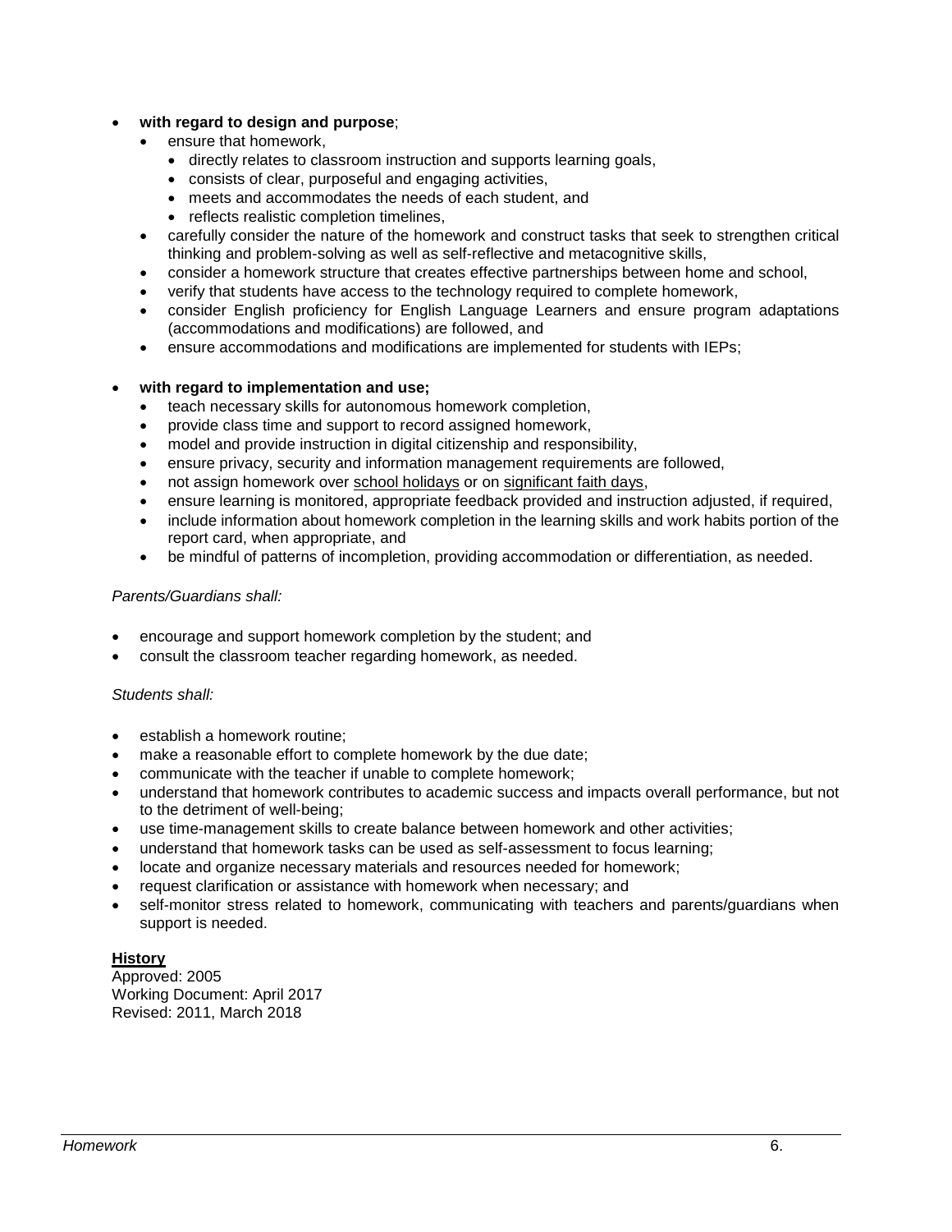- **with regard to design and purpose**;
  - ensure that homework,
    - directly relates to classroom instruction and supports learning goals,
    - consists of clear, purposeful and engaging activities,
    - meets and accommodates the needs of each student, and
    - reflects realistic completion timelines,
  - carefully consider the nature of the homework and construct tasks that seek to strengthen critical thinking and problem-solving as well as self-reflective and metacognitive skills,
  - consider a homework structure that creates effective partnerships between home and school,
  - verify that students have access to the technology required to complete homework,
  - consider English proficiency for English Language Learners and ensure program adaptations (accommodations and modifications) are followed, and
  - ensure accommodations and modifications are implemented for students with IEPs;

- **with regard to implementation and use;**
  - teach necessary skills for autonomous homework completion,
  - provide class time and support to record assigned homework,
  - model and provide instruction in digital citizenship and responsibility,
  - ensure privacy, security and information management requirements are followed,
  - not assign homework over school holidays or on significant faith days,
  - ensure learning is monitored, appropriate feedback provided and instruction adjusted, if required,
  - include information about homework completion in the learning skills and work habits portion of the report card, when appropriate, and
  - be mindful of patterns of incompletion, providing accommodation or differentiation, as needed.

*Parents/Guardians shall:*

- encourage and support homework completion by the student; and
- consult the classroom teacher regarding homework, as needed.

*Students shall:*

- establish a homework routine;
- make a reasonable effort to complete homework by the due date;
- communicate with the teacher if unable to complete homework;
- understand that homework contributes to academic success and impacts overall performance, but not to the detriment of well-being;
- use time-management skills to create balance between homework and other activities;
- understand that homework tasks can be used as self-assessment to focus learning;
- locate and organize necessary materials and resources needed for homework;
- request clarification or assistance with homework when necessary; and
- self-monitor stress related to homework, communicating with teachers and parents/guardians when support is needed.

**History**

Approved: 2005
Working Document: April 2017
Revised: 2011, March 2018